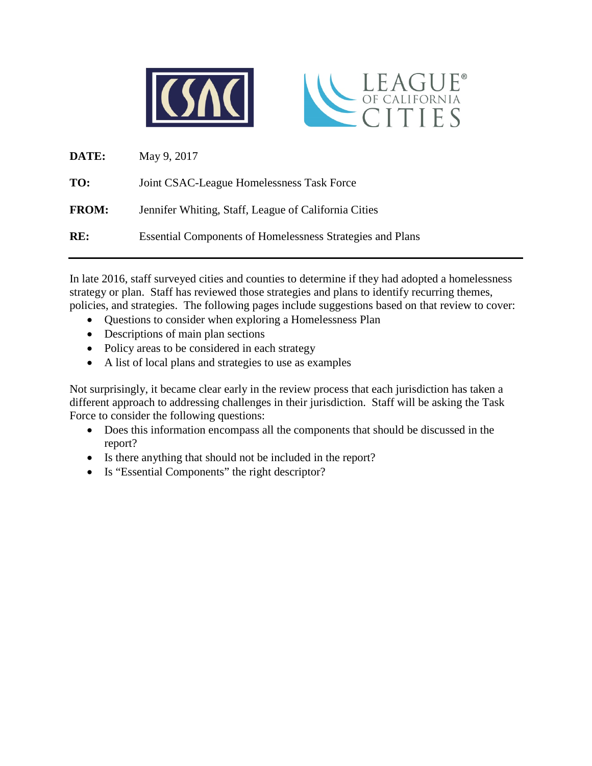**DATE:** May 9, 2017

**TO:** Joint CSAC-League Homelessness Task Force

**FROM:** Jennifer Whiting, Staff, League of California Cities

**RE:** Essential Components of Homelessness Strategies and Plans

---

In late 2016, staff surveyed cities and counties to determine if they had adopted a homelessness strategy or plan. Staff has reviewed those strategies and plans to identify recurring themes, policies, and strategies. The following pages include suggestions based on that review to cover:

- Questions to consider when exploring a Homelessness Plan
- Descriptions of main plan sections
- Policy areas to be considered in each strategy
- A list of local plans and strategies to use as examples

Not surprisingly, it became clear early in the review process that each jurisdiction has taken a different approach to addressing challenges in their jurisdiction. Staff will be asking the Task Force to consider the following questions:

- Does this information encompass all the components that should be discussed in the report?
- Is there anything that should not be included in the report?
- Is "Essential Components" the right descriptor?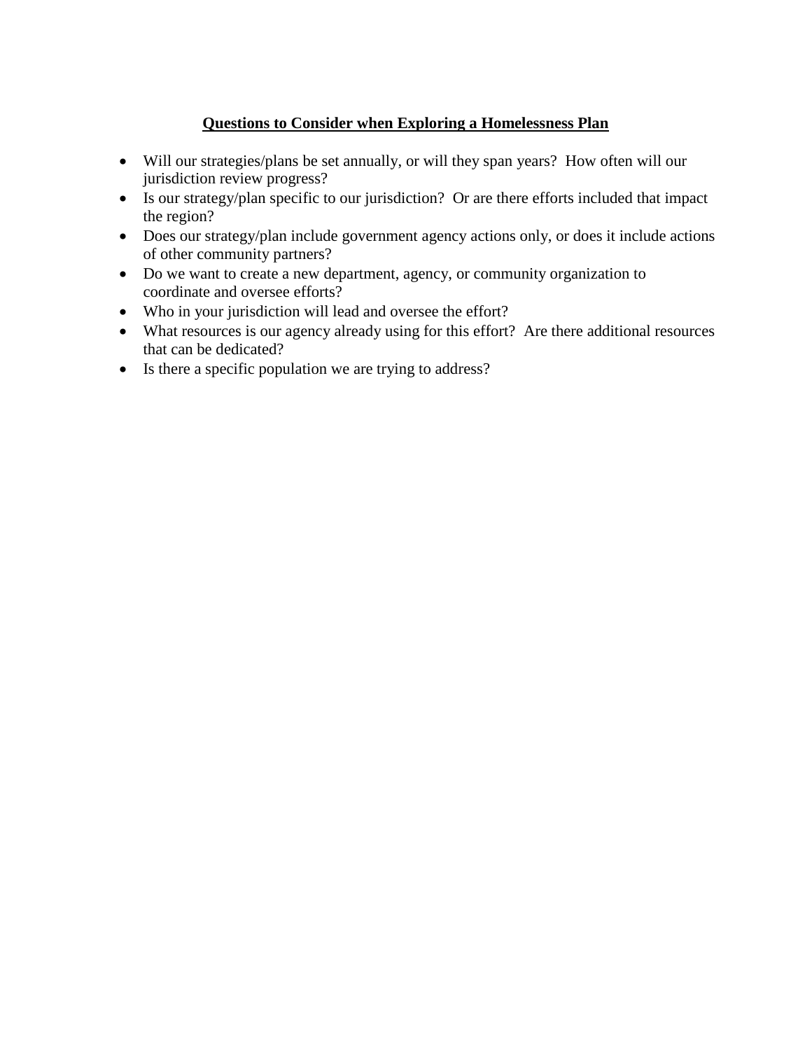## Questions to Consider when Exploring a Homelessness Plan

- Will our strategies/plans be set annually, or will they span years? How often will our jurisdiction review progress?
- Is our strategy/plan specific to our jurisdiction? Or are there efforts included that impact the region?
- Does our strategy/plan include government agency actions only, or does it include actions of other community partners?
- Do we want to create a new department, agency, or community organization to coordinate and oversee efforts?
- Who in your jurisdiction will lead and oversee the effort?
- What resources is our agency already using for this effort? Are there additional resources that can be dedicated?
- Is there a specific population we are trying to address?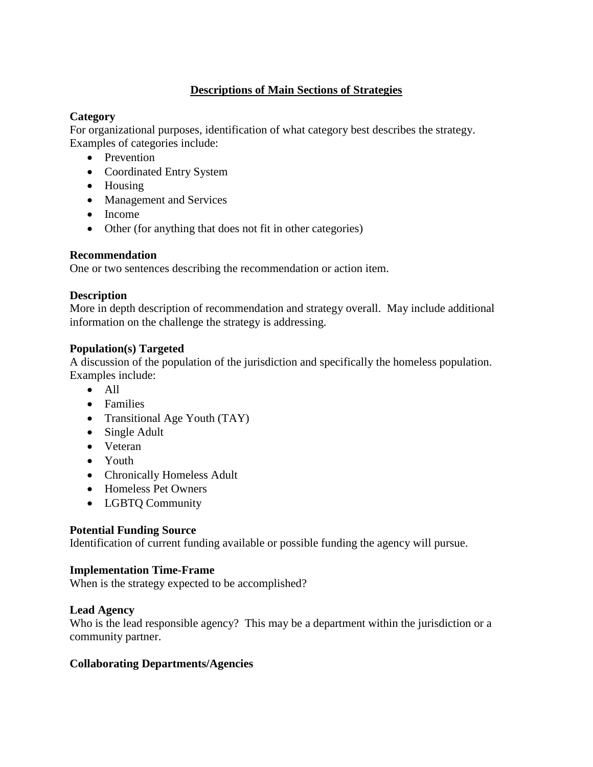# Descriptions of Main Sections of Strategies

**Category**

For organizational purposes, identification of what category best describes the strategy. Examples of categories include:

- Prevention
- Coordinated Entry System
- Housing
- Management and Services
- Income
- Other (for anything that does not fit in other categories)

**Recommendation**

One or two sentences describing the recommendation or action item.

**Description**

More in depth description of recommendation and strategy overall. May include additional information on the challenge the strategy is addressing.

**Population(s) Targeted**

A discussion of the population of the jurisdiction and specifically the homeless population. Examples include:

- All
- Families
- Transitional Age Youth (TAY)
- Single Adult
- Veteran
- Youth
- Chronically Homeless Adult
- Homeless Pet Owners
- LGBTQ Community

**Potential Funding Source**

Identification of current funding available or possible funding the agency will pursue.

**Implementation Time-Frame**

When is the strategy expected to be accomplished?

**Lead Agency**

Who is the lead responsible agency? This may be a department within the jurisdiction or a community partner.

**Collaborating Departments/Agencies**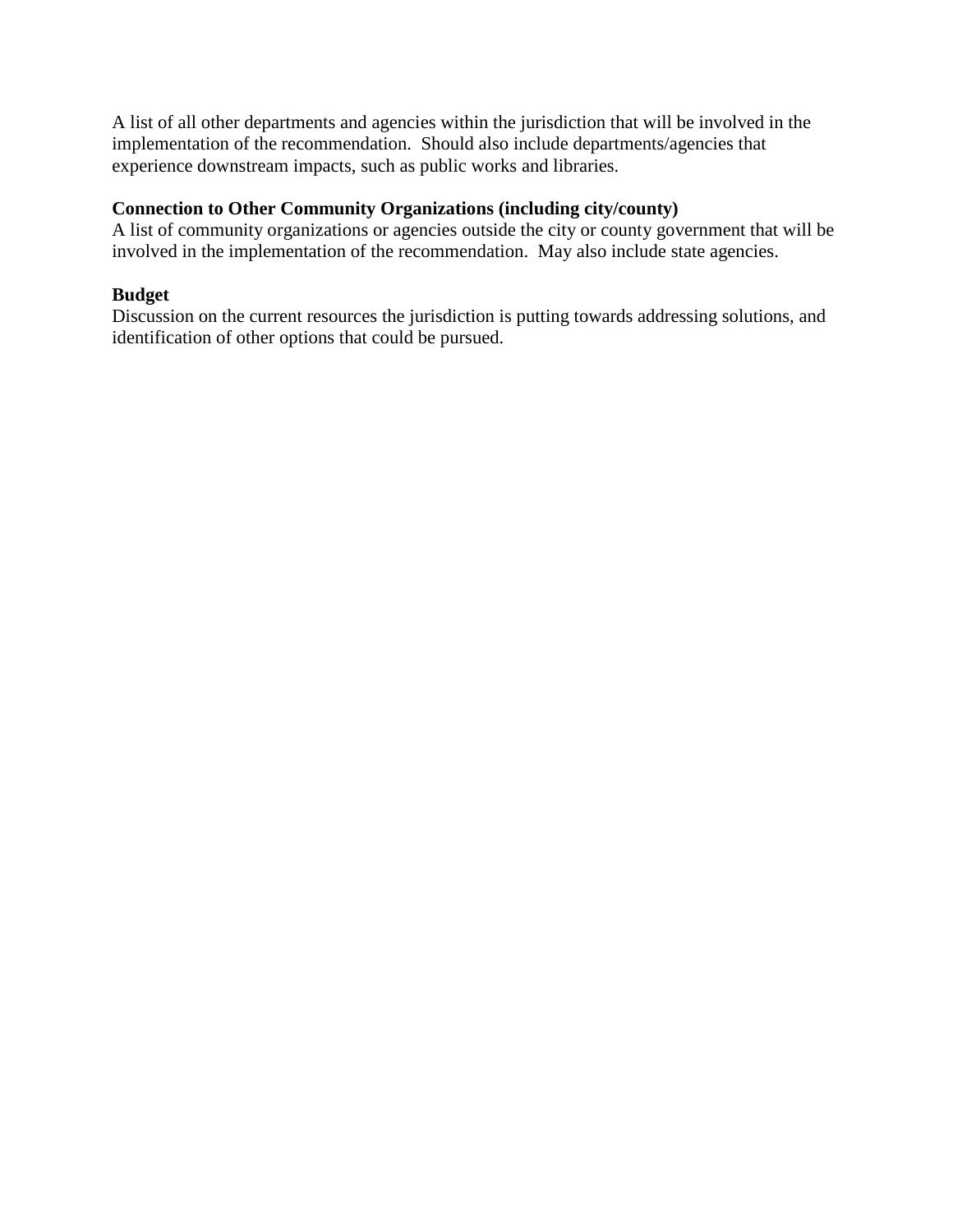A list of all other departments and agencies within the jurisdiction that will be involved in the implementation of the recommendation.  Should also include departments/agencies that experience downstream impacts, such as public works and libraries.

**Connection to Other Community Organizations (including city/county)**
A list of community organizations or agencies outside the city or county government that will be involved in the implementation of the recommendation.  May also include state agencies.

**Budget**
Discussion on the current resources the jurisdiction is putting towards addressing solutions, and identification of other options that could be pursued.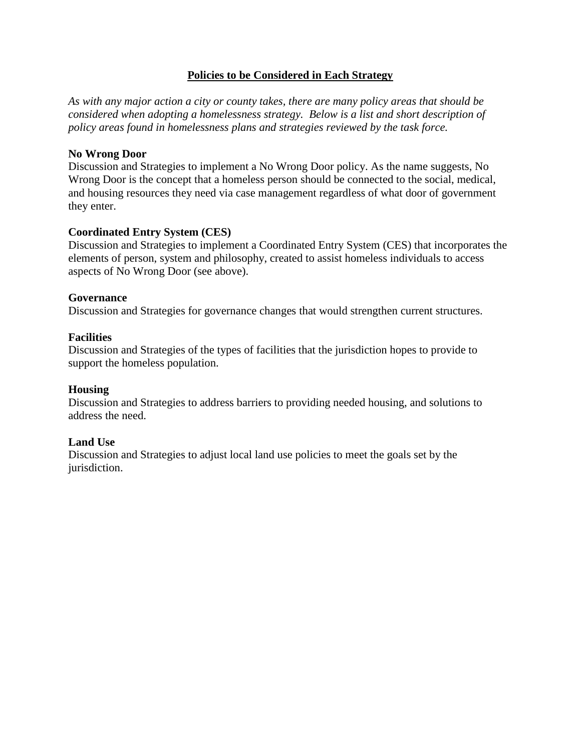## Policies to be Considered in Each Strategy

*As with any major action a city or county takes, there are many policy areas that should be considered when adopting a homelessness strategy. Below is a list and short description of policy areas found in homelessness plans and strategies reviewed by the task force.*

**No Wrong Door**
Discussion and Strategies to implement a No Wrong Door policy. As the name suggests, No Wrong Door is the concept that a homeless person should be connected to the social, medical, and housing resources they need via case management regardless of what door of government they enter.

**Coordinated Entry System (CES)**
Discussion and Strategies to implement a Coordinated Entry System (CES) that incorporates the elements of person, system and philosophy, created to assist homeless individuals to access aspects of No Wrong Door (see above).

**Governance**
Discussion and Strategies for governance changes that would strengthen current structures.

**Facilities**
Discussion and Strategies of the types of facilities that the jurisdiction hopes to provide to support the homeless population.

**Housing**
Discussion and Strategies to address barriers to providing needed housing, and solutions to address the need.

**Land Use**
Discussion and Strategies to adjust local land use policies to meet the goals set by the jurisdiction.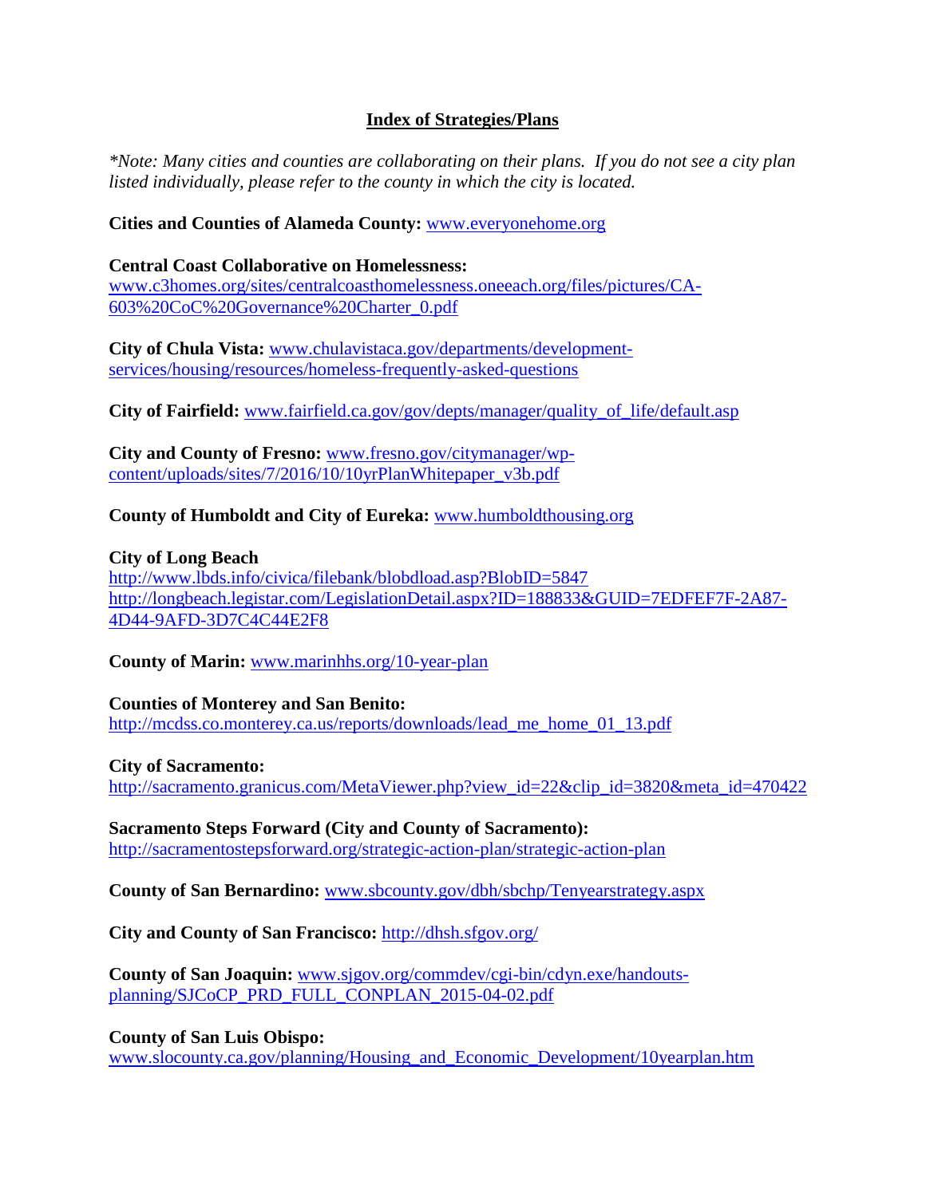## Index of Strategies/Plans

*\*Note: Many cities and counties are collaborating on their plans. If you do not see a city plan listed individually, please refer to the county in which the city is located.*

**Cities and Counties of Alameda County:** www.everyonehome.org

**Central Coast Collaborative on Homelessness:**
www.c3homes.org/sites/centralcoasthomelessness.oneeach.org/files/pictures/CA-603%20CoC%20Governance%20Charter_0.pdf

**City of Chula Vista:** www.chulavistaca.gov/departments/development-services/housing/resources/homeless-frequently-asked-questions

**City of Fairfield:** www.fairfield.ca.gov/gov/depts/manager/quality_of_life/default.asp

**City and County of Fresno:** www.fresno.gov/citymanager/wp-content/uploads/sites/7/2016/10/10yrPlanWhitepaper_v3b.pdf

**County of Humboldt and City of Eureka:** www.humboldthousing.org

**City of Long Beach**
http://www.lbds.info/civica/filebank/blobdload.asp?BlobID=5847
http://longbeach.legistar.com/LegislationDetail.aspx?ID=188833&GUID=7EDFEF7F-2A87-4D44-9AFD-3D7C4C44E2F8

**County of Marin:** www.marinhhs.org/10-year-plan

**Counties of Monterey and San Benito:**
http://mcdss.co.monterey.ca.us/reports/downloads/lead_me_home_01_13.pdf

**City of Sacramento:**
http://sacramento.granicus.com/MetaViewer.php?view_id=22&clip_id=3820&meta_id=470422

**Sacramento Steps Forward (City and County of Sacramento):**
http://sacramentostepsforward.org/strategic-action-plan/strategic-action-plan

**County of San Bernardino:** www.sbcounty.gov/dbh/sbchp/Tenyearstrategy.aspx

**City and County of San Francisco:** http://dhsh.sfgov.org/

**County of San Joaquin:** www.sjgov.org/commdev/cgi-bin/cdyn.exe/handouts-planning/SJCoCP_PRD_FULL_CONPLAN_2015-04-02.pdf

**County of San Luis Obispo:**
www.slocounty.ca.gov/planning/Housing_and_Economic_Development/10yearplan.htm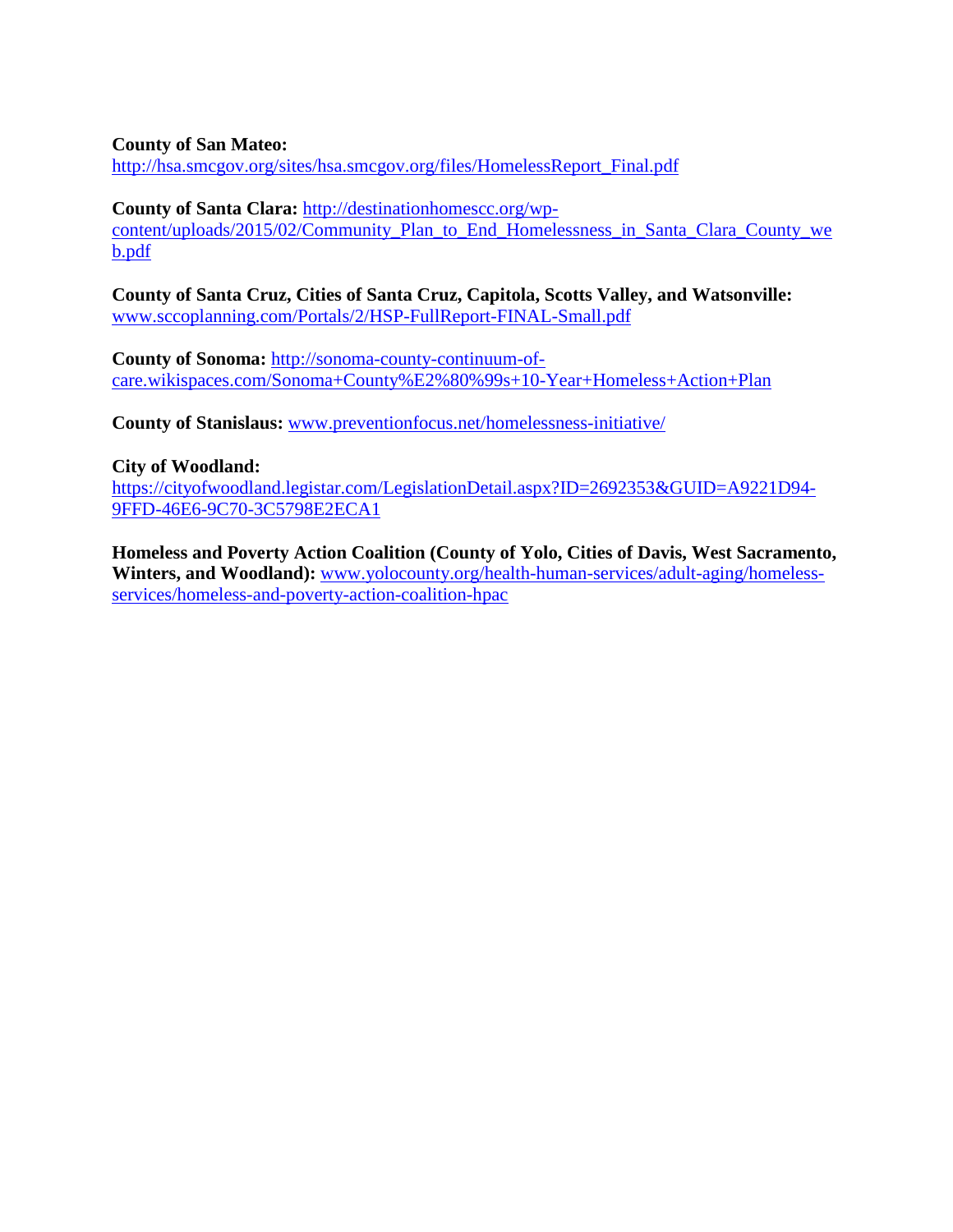**County of San Mateo:**
http://hsa.smcgov.org/sites/hsa.smcgov.org/files/HomelessReport_Final.pdf

**County of Santa Clara:** http://destinationhomescc.org/wp-content/uploads/2015/02/Community_Plan_to_End_Homelessness_in_Santa_Clara_County_web.pdf

**County of Santa Cruz, Cities of Santa Cruz, Capitola, Scotts Valley, and Watsonville:** www.sccoplanning.com/Portals/2/HSP-FullReport-FINAL-Small.pdf

**County of Sonoma:** http://sonoma-county-continuum-of-care.wikispaces.com/Sonoma+County%E2%80%99s+10-Year+Homeless+Action+Plan

**County of Stanislaus:** www.preventionfocus.net/homelessness-initiative/

**City of Woodland:**
https://cityofwoodland.legistar.com/LegislationDetail.aspx?ID=2692353&GUID=A9221D94-9FFD-46E6-9C70-3C5798E2ECA1

**Homeless and Poverty Action Coalition (County of Yolo, Cities of Davis, West Sacramento, Winters, and Woodland):** www.yolocounty.org/health-human-services/adult-aging/homeless-services/homeless-and-poverty-action-coalition-hpac